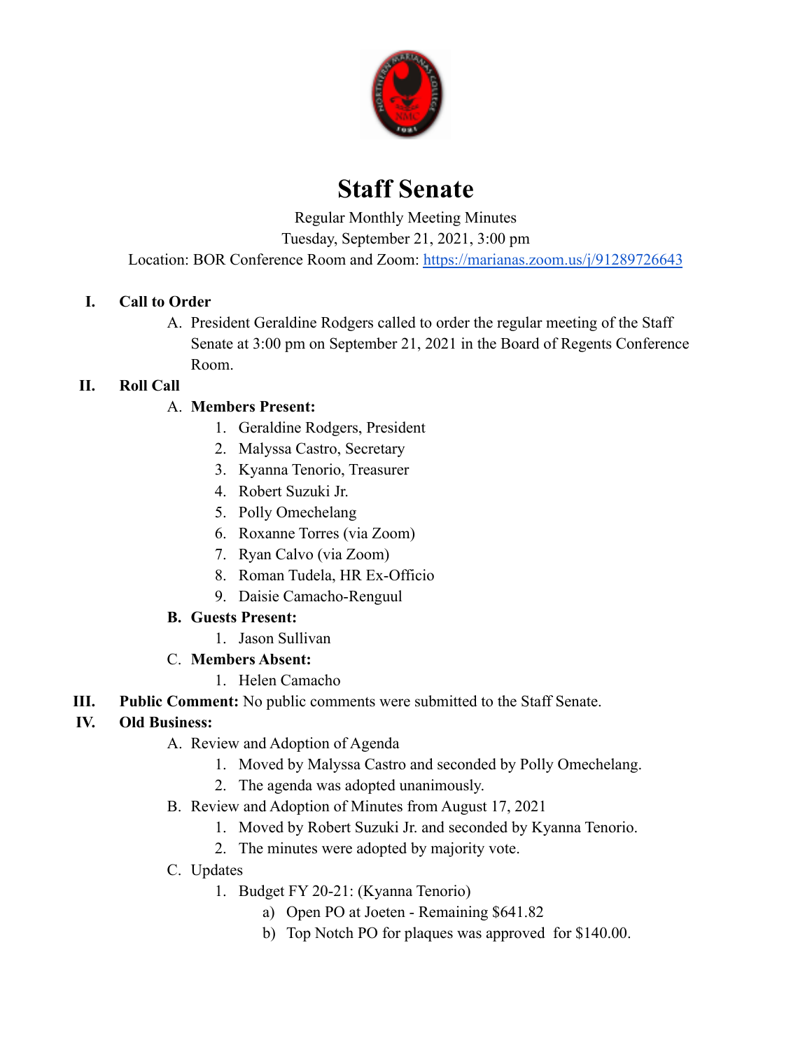# Staff Senate

Regular Monthly Meeting Minutes
Tuesday, September 21, 2021, 3:00 pm
Location: BOR Conference Room and Zoom: https://marianas.zoom.us/j/91289726643

I. **Call to Order**
   A. President Geraldine Rodgers called to order the regular meeting of the Staff Senate at 3:00 pm on September 21, 2021 in the Board of Regents Conference Room.

II. **Roll Call**
   A. **Members Present:**
      1. Geraldine Rodgers, President
      2. Malyssa Castro, Secretary
      3. Kyanna Tenorio, Treasurer
      4. Robert Suzuki Jr.
      5. Polly Omechelang
      6. Roxanne Torres (via Zoom)
      7. Ryan Calvo (via Zoom)
      8. Roman Tudela, HR Ex-Officio
      9. Daisie Camacho-Renguul
   B. **Guests Present:**
      1. Jason Sullivan
   C. **Members Absent:**
      1. Helen Camacho

III. **Public Comment:** No public comments were submitted to the Staff Senate.

IV. **Old Business:**
   A. Review and Adoption of Agenda
      1. Moved by Malyssa Castro and seconded by Polly Omechelang.
      2. The agenda was adopted unanimously.
   B. Review and Adoption of Minutes from August 17, 2021
      1. Moved by Robert Suzuki Jr. and seconded by Kyanna Tenorio.
      2. The minutes were adopted by majority vote.
   C. Updates
      1. Budget FY 20-21: (Kyanna Tenorio)
         a) Open PO at Joeten - Remaining $641.82
         b) Top Notch PO for plaques was approved for $140.00.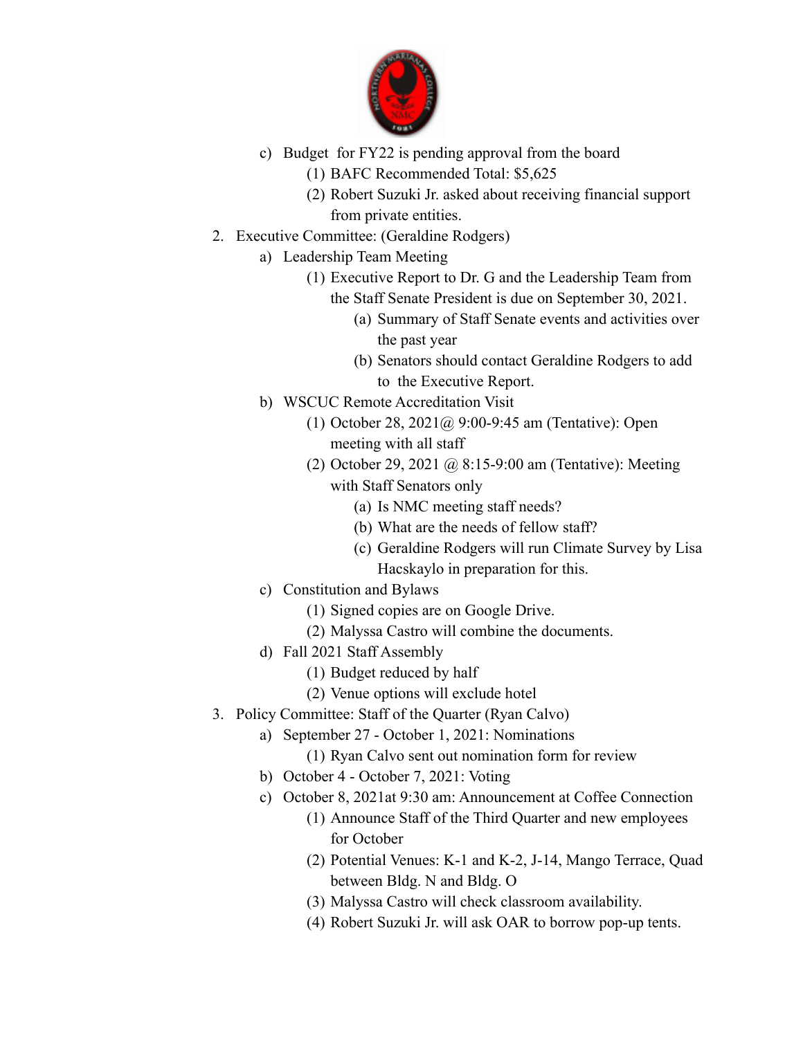c) Budget  for FY22 is pending approval from the board
    (1) BAFC Recommended Total: $5,625
    (2) Robert Suzuki Jr. asked about receiving financial support from private entities.

2. Executive Committee: (Geraldine Rodgers)
    a) Leadership Team Meeting
        (1) Executive Report to Dr. G and the Leadership Team from the Staff Senate President is due on September 30, 2021.
            (a) Summary of Staff Senate events and activities over the past year
            (b) Senators should contact Geraldine Rodgers to add to  the Executive Report.
    b) WSCUC Remote Accreditation Visit
        (1) October 28, 2021@ 9:00-9:45 am (Tentative): Open meeting with all staff
        (2) October 29, 2021 @ 8:15-9:00 am (Tentative): Meeting with Staff Senators only
            (a) Is NMC meeting staff needs?
            (b) What are the needs of fellow staff?
            (c) Geraldine Rodgers will run Climate Survey by Lisa Hacskaylo in preparation for this.
    c) Constitution and Bylaws
        (1) Signed copies are on Google Drive.
        (2) Malyssa Castro will combine the documents.
    d) Fall 2021 Staff Assembly
        (1) Budget reduced by half
        (2) Venue options will exclude hotel

3. Policy Committee: Staff of the Quarter (Ryan Calvo)
    a) September 27 - October 1, 2021: Nominations
        (1) Ryan Calvo sent out nomination form for review
    b) October 4 - October 7, 2021: Voting
    c) October 8, 2021at 9:30 am: Announcement at Coffee Connection
        (1) Announce Staff of the Third Quarter and new employees for October
        (2) Potential Venues: K-1 and K-2, J-14, Mango Terrace, Quad between Bldg. N and Bldg. O
        (3) Malyssa Castro will check classroom availability.
        (4) Robert Suzuki Jr. will ask OAR to borrow pop-up tents.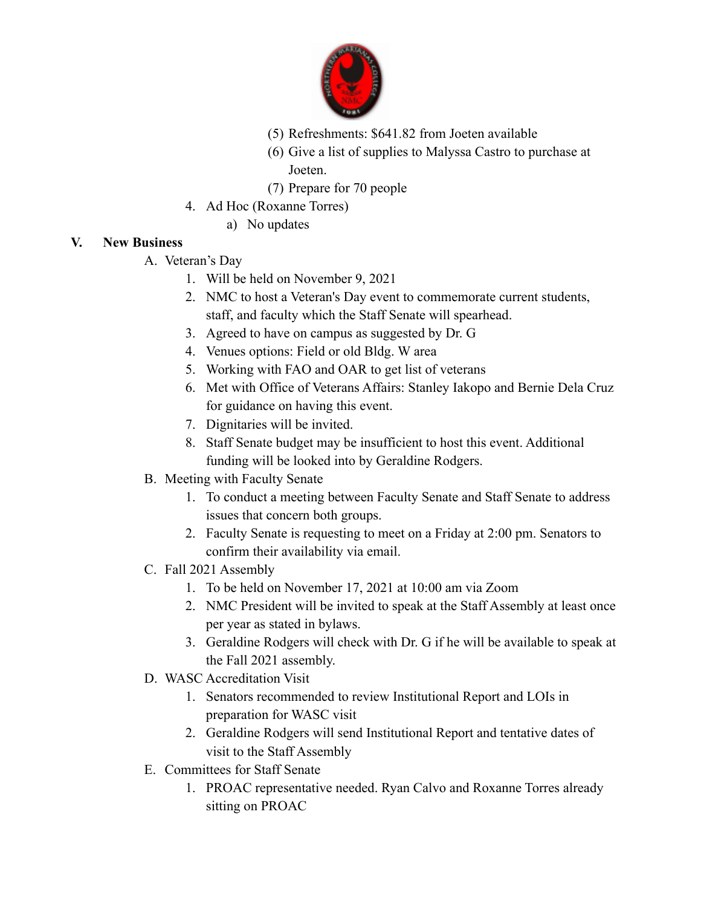(5) Refreshments: $641.82 from Joeten available

(6) Give a list of supplies to Malyssa Castro to purchase at Joeten.

(7) Prepare for 70 people

4. Ad Hoc (Roxanne Torres)

   a) No updates

## V. New Business

A. Veteran's Day

1. Will be held on November 9, 2021
2. NMC to host a Veteran's Day event to commemorate current students, staff, and faculty which the Staff Senate will spearhead.
3. Agreed to have on campus as suggested by Dr. G
4. Venues options: Field or old Bldg. W area
5. Working with FAO and OAR to get list of veterans
6. Met with Office of Veterans Affairs: Stanley Iakopo and Bernie Dela Cruz for guidance on having this event.
7. Dignitaries will be invited.
8. Staff Senate budget may be insufficient to host this event. Additional funding will be looked into by Geraldine Rodgers.

B. Meeting with Faculty Senate

1. To conduct a meeting between Faculty Senate and Staff Senate to address issues that concern both groups.
2. Faculty Senate is requesting to meet on a Friday at 2:00 pm. Senators to confirm their availability via email.

C. Fall 2021 Assembly

1. To be held on November 17, 2021 at 10:00 am via Zoom
2. NMC President will be invited to speak at the Staff Assembly at least once per year as stated in bylaws.
3. Geraldine Rodgers will check with Dr. G if he will be available to speak at the Fall 2021 assembly.

D. WASC Accreditation Visit

1. Senators recommended to review Institutional Report and LOIs in preparation for WASC visit
2. Geraldine Rodgers will send Institutional Report and tentative dates of visit to the Staff Assembly

E. Committees for Staff Senate

1. PROAC representative needed. Ryan Calvo and Roxanne Torres already sitting on PROAC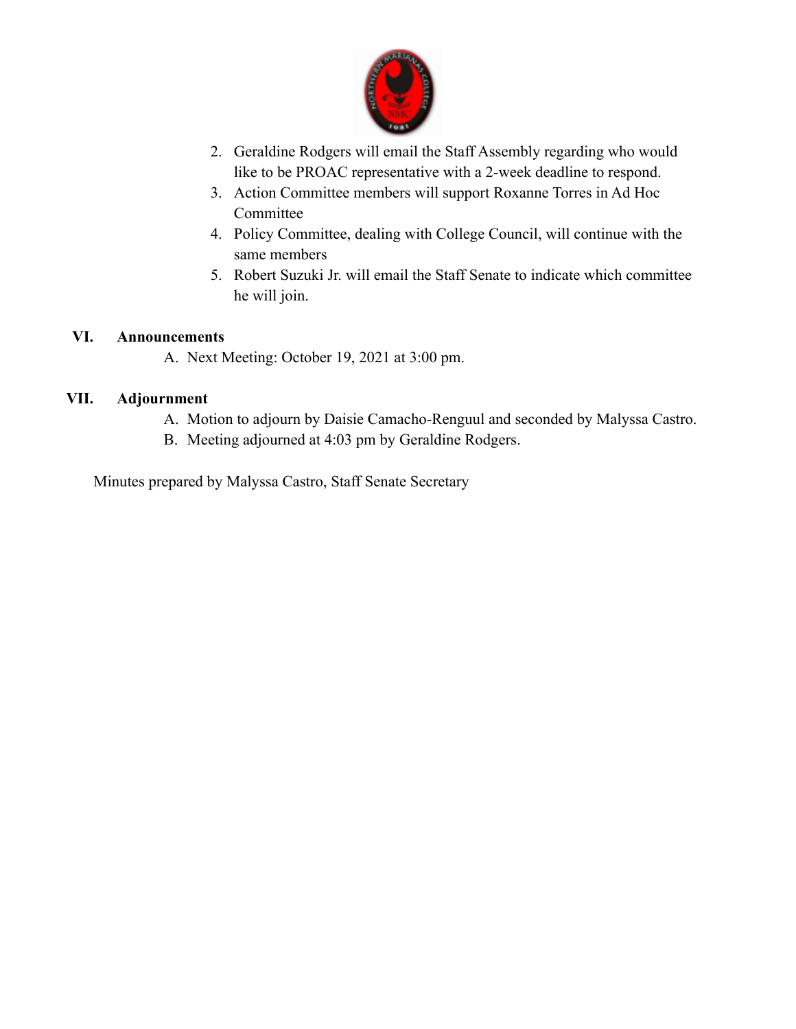2. Geraldine Rodgers will email the Staff Assembly regarding who would like to be PROAC representative with a 2-week deadline to respond.
3. Action Committee members will support Roxanne Torres in Ad Hoc Committee
4. Policy Committee, dealing with College Council, will continue with the same members
5. Robert Suzuki Jr. will email the Staff Senate to indicate which committee he will join.

## VI. Announcements

A. Next Meeting: October 19, 2021 at 3:00 pm.

## VII. Adjournment

A. Motion to adjourn by Daisie Camacho-Renguul and seconded by Malyssa Castro.
B. Meeting adjourned at 4:03 pm by Geraldine Rodgers.

Minutes prepared by Malyssa Castro, Staff Senate Secretary